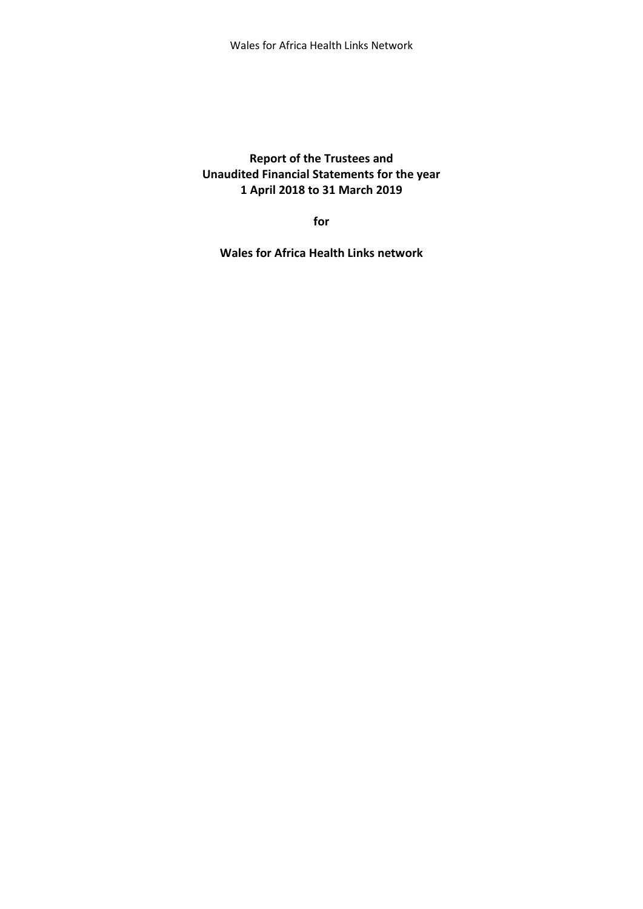**Report of the Trustees and**
**Unaudited Financial Statements for the year**
**1 April 2018 to 31 March 2019**

**for**

**Wales for Africa Health Links network**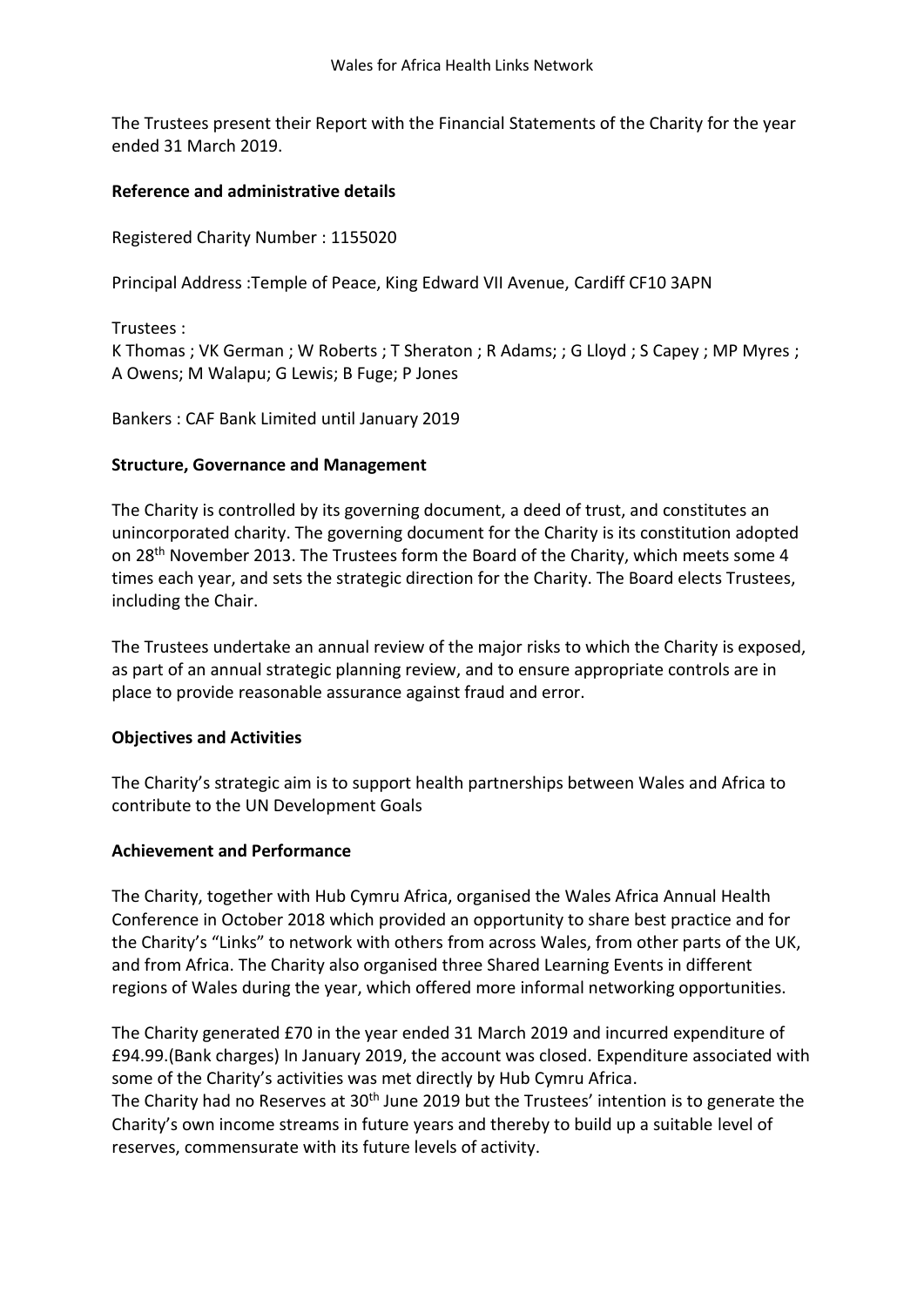The Trustees present their Report with the Financial Statements of the Charity for the year ended 31 March 2019.

**Reference and administrative details**

Registered Charity Number : 1155020

Principal Address :Temple of Peace, King Edward VII Avenue, Cardiff CF10 3APN

Trustees :
K Thomas ; VK German ; W Roberts ; T Sheraton ; R Adams; ; G Lloyd ; S Capey ; MP Myres ; A Owens; M Walapu; G Lewis; B Fuge; P Jones

Bankers : CAF Bank Limited until January 2019

**Structure, Governance and Management**

The Charity is controlled by its governing document, a deed of trust, and constitutes an unincorporated charity. The governing document for the Charity is its constitution adopted on 28th November 2013. The Trustees form the Board of the Charity, which meets some 4 times each year, and sets the strategic direction for the Charity. The Board elects Trustees, including the Chair.

The Trustees undertake an annual review of the major risks to which the Charity is exposed, as part of an annual strategic planning review, and to ensure appropriate controls are in place to provide reasonable assurance against fraud and error.

**Objectives and Activities**

The Charity's strategic aim is to support health partnerships between Wales and Africa to contribute to the UN Development Goals

**Achievement and Performance**

The Charity, together with Hub Cymru Africa, organised the Wales Africa Annual Health Conference in October 2018 which provided an opportunity to share best practice and for the Charity's "Links" to network with others from across Wales, from other parts of the UK, and from Africa. The Charity also organised three Shared Learning Events in different regions of Wales during the year, which offered more informal networking opportunities.

The Charity generated £70 in the year ended 31 March 2019 and incurred expenditure of £94.99.(Bank charges) In January 2019, the account was closed. Expenditure associated with some of the Charity's activities was met directly by Hub Cymru Africa.
The Charity had no Reserves at 30th June 2019 but the Trustees' intention is to generate the Charity's own income streams in future years and thereby to build up a suitable level of reserves, commensurate with its future levels of activity.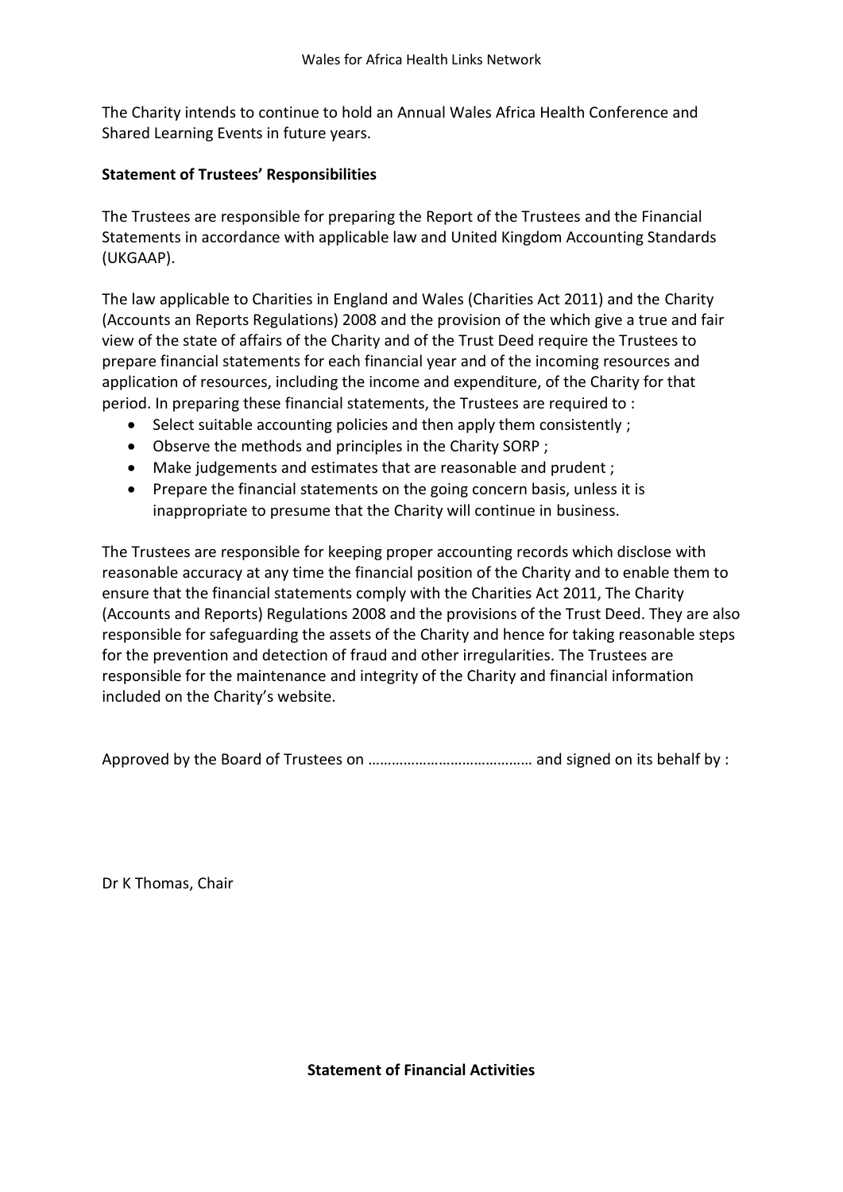The Charity intends to continue to hold an Annual Wales Africa Health Conference and Shared Learning Events in future years.

**Statement of Trustees' Responsibilities**

The Trustees are responsible for preparing the Report of the Trustees and the Financial Statements in accordance with applicable law and United Kingdom Accounting Standards (UKGAAP).

The law applicable to Charities in England and Wales (Charities Act 2011) and the Charity (Accounts an Reports Regulations) 2008 and the provision of the which give a true and fair view of the state of affairs of the Charity and of the Trust Deed require the Trustees to prepare financial statements for each financial year and of the incoming resources and application of resources, including the income and expenditure, of the Charity for that period. In preparing these financial statements, the Trustees are required to :

- Select suitable accounting policies and then apply them consistently ;
- Observe the methods and principles in the Charity SORP ;
- Make judgements and estimates that are reasonable and prudent ;
- Prepare the financial statements on the going concern basis, unless it is inappropriate to presume that the Charity will continue in business.

The Trustees are responsible for keeping proper accounting records which disclose with reasonable accuracy at any time the financial position of the Charity and to enable them to ensure that the financial statements comply with the Charities Act 2011, The Charity (Accounts and Reports) Regulations 2008 and the provisions of the Trust Deed. They are also responsible for safeguarding the assets of the Charity and hence for taking reasonable steps for the prevention and detection of fraud and other irregularities. The Trustees are responsible for the maintenance and integrity of the Charity and financial information included on the Charity's website.

Approved by the Board of Trustees on …………………………………… and signed on its behalf by :

Dr K Thomas, Chair

**Statement of Financial Activities**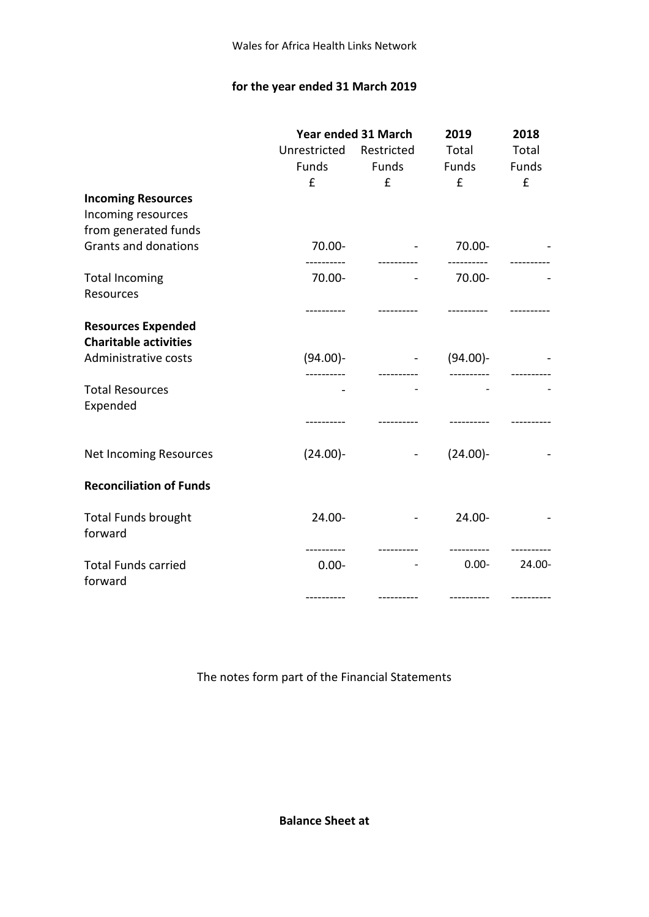Wales for Africa Health Links Network

**for the year ended 31 March 2019**

| | Year ended 31 March | | 2019 | 2018 |
|---|---|---|---|---|
| | Unrestricted Funds | Restricted Funds | Total Funds | Total Funds |
| | £ | £ | £ | £ |
| **Incoming Resources** | | | | |
| Incoming resources from generated funds | | | | |
| Grants and donations | 70.00- | - | 70.00- | - |
| Total Incoming Resources | 70.00- | - | 70.00- | - |
| **Resources Expended** | | | | |
| **Charitable activities** | | | | |
| Administrative costs | (94.00)- | - | (94.00)- | - |
| Total Resources Expended | - | - | - | - |
| Net Incoming Resources | (24.00)- | - | (24.00)- | - |
| **Reconciliation of Funds** | | | | |
| Total Funds brought forward | 24.00- | - | 24.00- | - |
| Total Funds carried forward | 0.00- | - | 0.00- | 24.00- |

The notes form part of the Financial Statements

**Balance Sheet at**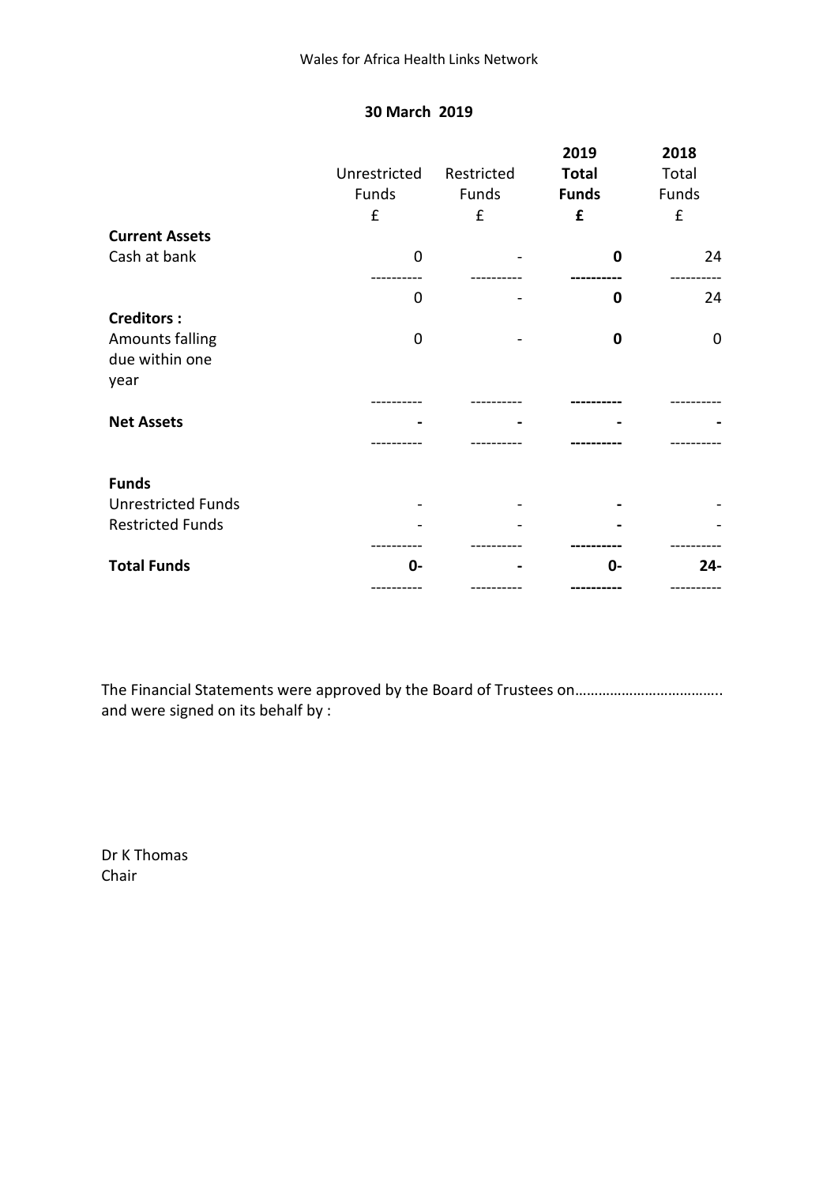Wales for Africa Health Links Network

**30 March 2019**

| | Unrestricted Funds £ | Restricted Funds £ | **2019 Total Funds £** | 2018 Total Funds £ |
|---|---|---|---|---|
| **Current Assets** | | | | |
| Cash at bank | 0 | - | **0** | 24 |
| | 0 | - | **0** | 24 |
| **Creditors :** | | | | |
| Amounts falling due within one year | 0 | - | **0** | 0 |
| **Net Assets** | **-** | **-** | **-** | **-** |
| **Funds** | | | | |
| Unrestricted Funds | - | - | **-** | - |
| Restricted Funds | - | - | **-** | - |
| **Total Funds** | **0-** | **-** | **0-** | **24-** |

The Financial Statements were approved by the Board of Trustees on……………………………….. and were signed on its behalf by :

Dr K Thomas
Chair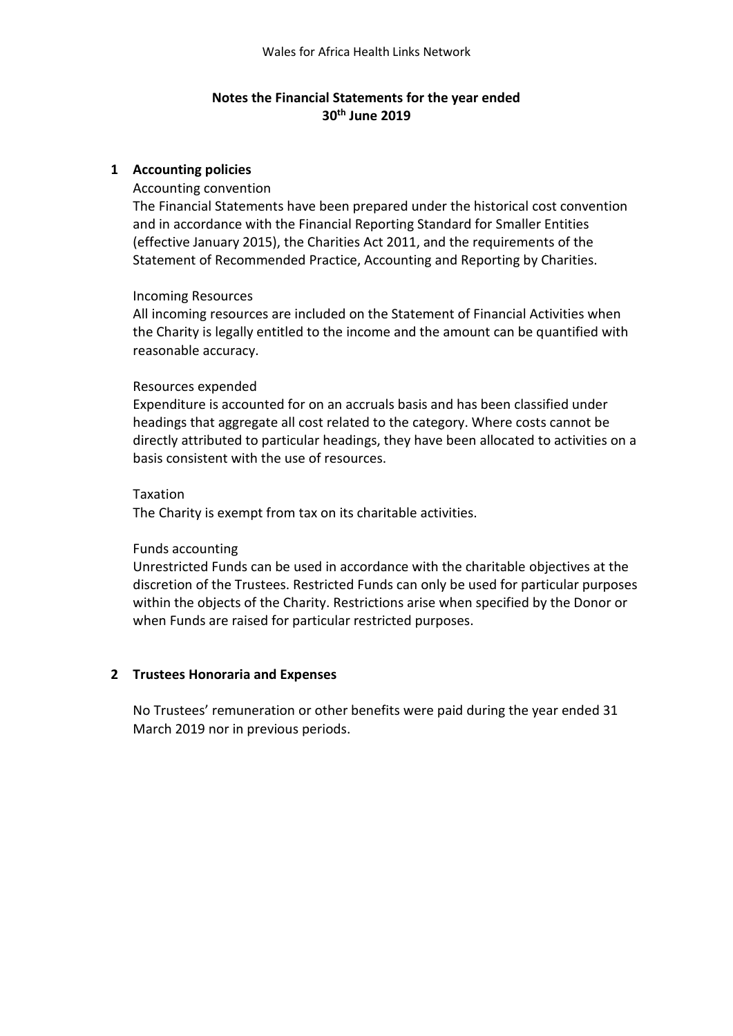# Notes the Financial Statements for the year ended 30th June 2019

## 1 Accounting policies

Accounting convention

The Financial Statements have been prepared under the historical cost convention and in accordance with the Financial Reporting Standard for Smaller Entities (effective January 2015), the Charities Act 2011, and the requirements of the Statement of Recommended Practice, Accounting and Reporting by Charities.

Incoming Resources

All incoming resources are included on the Statement of Financial Activities when the Charity is legally entitled to the income and the amount can be quantified with reasonable accuracy.

Resources expended

Expenditure is accounted for on an accruals basis and has been classified under headings that aggregate all cost related to the category. Where costs cannot be directly attributed to particular headings, they have been allocated to activities on a basis consistent with the use of resources.

Taxation

The Charity is exempt from tax on its charitable activities.

Funds accounting

Unrestricted Funds can be used in accordance with the charitable objectives at the discretion of the Trustees. Restricted Funds can only be used for particular purposes within the objects of the Charity. Restrictions arise when specified by the Donor or when Funds are raised for particular restricted purposes.

## 2 Trustees Honoraria and Expenses

No Trustees' remuneration or other benefits were paid during the year ended 31 March 2019 nor in previous periods.